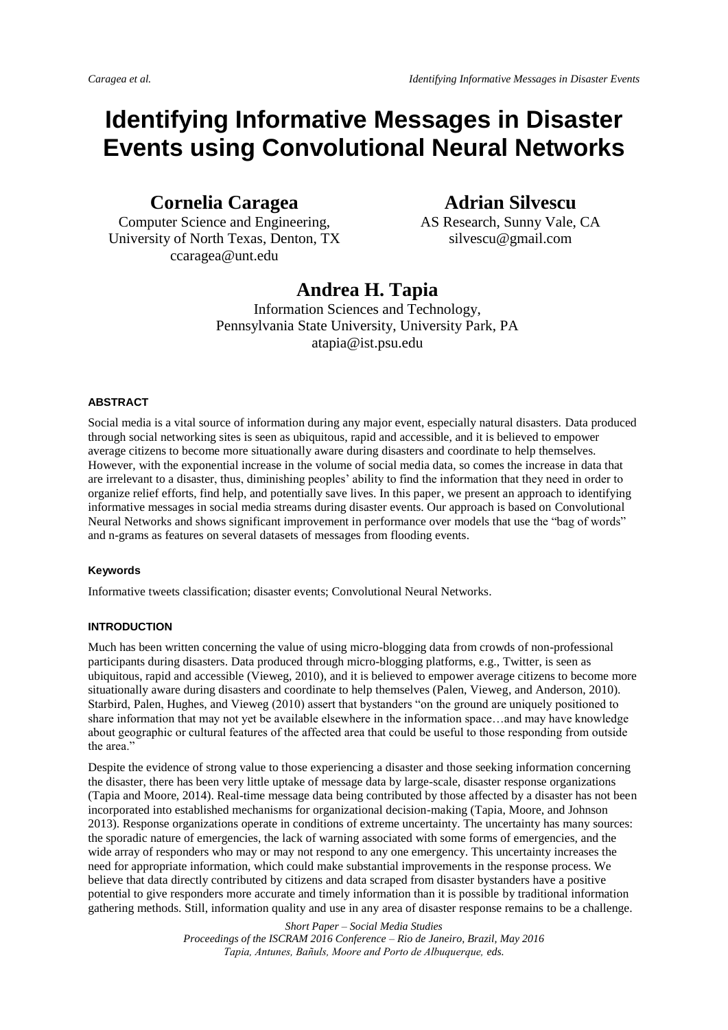# Identifying Informative Messages in Disaster Events using Convolutional Neural Networks

**Cornelia Caragea**
Computer Science and Engineering,
University of North Texas, Denton, TX
ccaragea@unt.edu

**Adrian Silvescu**
AS Research, Sunny Vale, CA
silvescu@gmail.com

**Andrea H. Tapia**
Information Sciences and Technology,
Pennsylvania State University, University Park, PA
atapia@ist.psu.edu

### ABSTRACT

Social media is a vital source of information during any major event, especially natural disasters. Data produced through social networking sites is seen as ubiquitous, rapid and accessible, and it is believed to empower average citizens to become more situationally aware during disasters and coordinate to help themselves. However, with the exponential increase in the volume of social media data, so comes the increase in data that are irrelevant to a disaster, thus, diminishing peoples' ability to find the information that they need in order to organize relief efforts, find help, and potentially save lives. In this paper, we present an approach to identifying informative messages in social media streams during disaster events. Our approach is based on Convolutional Neural Networks and shows significant improvement in performance over models that use the "bag of words" and n-grams as features on several datasets of messages from flooding events.

#### Keywords

Informative tweets classification; disaster events; Convolutional Neural Networks.

### INTRODUCTION

Much has been written concerning the value of using micro-blogging data from crowds of non-professional participants during disasters. Data produced through micro-blogging platforms, e.g., Twitter, is seen as ubiquitous, rapid and accessible (Vieweg, 2010), and it is believed to empower average citizens to become more situationally aware during disasters and coordinate to help themselves (Palen, Vieweg, and Anderson, 2010). Starbird, Palen, Hughes, and Vieweg (2010) assert that bystanders "on the ground are uniquely positioned to share information that may not yet be available elsewhere in the information space…and may have knowledge about geographic or cultural features of the affected area that could be useful to those responding from outside the area."

Despite the evidence of strong value to those experiencing a disaster and those seeking information concerning the disaster, there has been very little uptake of message data by large-scale, disaster response organizations (Tapia and Moore, 2014). Real-time message data being contributed by those affected by a disaster has not been incorporated into established mechanisms for organizational decision-making (Tapia, Moore, and Johnson 2013). Response organizations operate in conditions of extreme uncertainty. The uncertainty has many sources: the sporadic nature of emergencies, the lack of warning associated with some forms of emergencies, and the wide array of responders who may or may not respond to any one emergency. This uncertainty increases the need for appropriate information, which could make substantial improvements in the response process. We believe that data directly contributed by citizens and data scraped from disaster bystanders have a positive potential to give responders more accurate and timely information than it is possible by traditional information gathering methods. Still, information quality and use in any area of disaster response remains to be a challenge.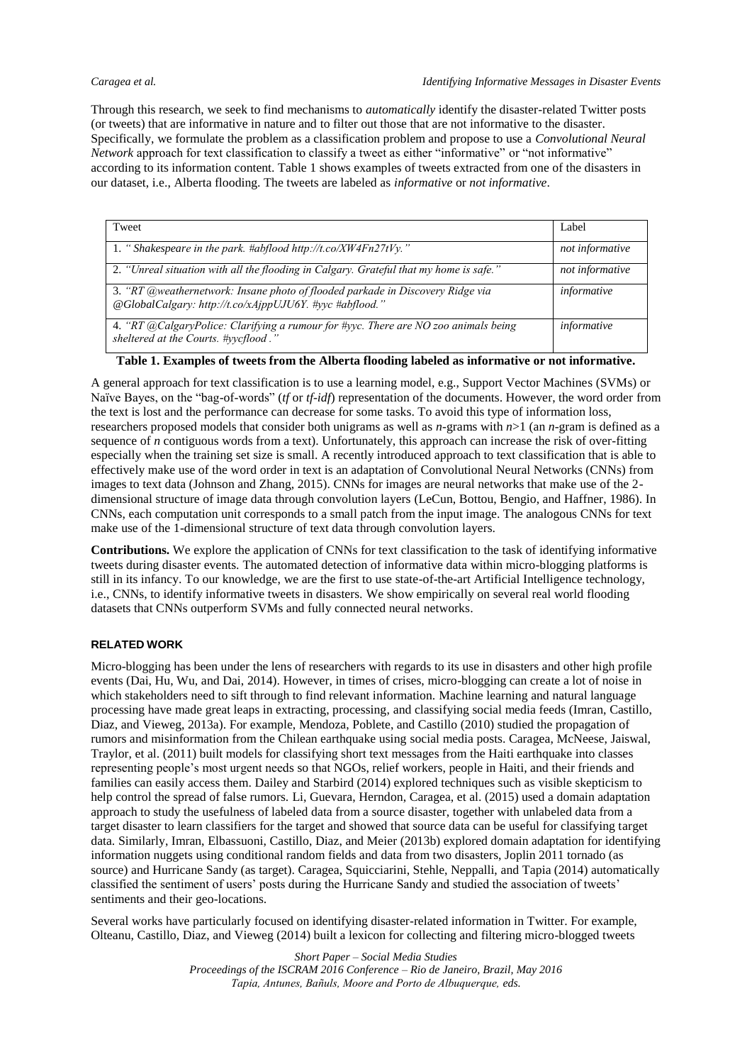Through this research, we seek to find mechanisms to *automatically* identify the disaster-related Twitter posts (or tweets) that are informative in nature and to filter out those that are not informative to the disaster. Specifically, we formulate the problem as a classification problem and propose to use a *Convolutional Neural Network* approach for text classification to classify a tweet as either "informative" or "not informative" according to its information content. Table 1 shows examples of tweets extracted from one of the disasters in our dataset, i.e., Alberta flooding. The tweets are labeled as *informative* or *not informative*.

| Tweet | Label |
|---|---|
| 1. *" Shakespeare in the park. #abflood http://t.co/XW4Fn27tVy."* | *not informative* |
| 2. *"Unreal situation with all the flooding in Calgary. Grateful that my home is safe."* | *not informative* |
| 3. *"RT @weathernetwork: Insane photo of flooded parkade in Discovery Ridge via @GlobalCalgary: http://t.co/xAjppUJU6Y. #yyc #abflood."* | *informative* |
| 4. *"RT @CalgaryPolice: Clarifying a rumour for #yyc. There are NO zoo animals being sheltered at the Courts. #yycflood ."* | *informative* |

**Table 1. Examples of tweets from the Alberta flooding labeled as informative or not informative.**

A general approach for text classification is to use a learning model, e.g., Support Vector Machines (SVMs) or Naïve Bayes, on the "bag-of-words" (*tf* or *tf-idf*) representation of the documents. However, the word order from the text is lost and the performance can decrease for some tasks. To avoid this type of information loss, researchers proposed models that consider both unigrams as well as *n*-grams with $n>1$ (an *n*-gram is defined as a sequence of *n* contiguous words from a text). Unfortunately, this approach can increase the risk of over-fitting especially when the training set size is small. A recently introduced approach to text classification that is able to effectively make use of the word order in text is an adaptation of Convolutional Neural Networks (CNNs) from images to text data (Johnson and Zhang, 2015). CNNs for images are neural networks that make use of the 2-dimensional structure of image data through convolution layers (LeCun, Bottou, Bengio, and Haffner, 1986). In CNNs, each computation unit corresponds to a small patch from the input image. The analogous CNNs for text make use of the 1-dimensional structure of text data through convolution layers.

**Contributions.** We explore the application of CNNs for text classification to the task of identifying informative tweets during disaster events. The automated detection of informative data within micro-blogging platforms is still in its infancy. To our knowledge, we are the first to use state-of-the-art Artificial Intelligence technology, i.e., CNNs, to identify informative tweets in disasters. We show empirically on several real world flooding datasets that CNNs outperform SVMs and fully connected neural networks.

## RELATED WORK

Micro-blogging has been under the lens of researchers with regards to its use in disasters and other high profile events (Dai, Hu, Wu, and Dai, 2014). However, in times of crises, micro-blogging can create a lot of noise in which stakeholders need to sift through to find relevant information. Machine learning and natural language processing have made great leaps in extracting, processing, and classifying social media feeds (Imran, Castillo, Diaz, and Vieweg, 2013a). For example, Mendoza, Poblete, and Castillo (2010) studied the propagation of rumors and misinformation from the Chilean earthquake using social media posts. Caragea, McNeese, Jaiswal, Traylor, et al. (2011) built models for classifying short text messages from the Haiti earthquake into classes representing people's most urgent needs so that NGOs, relief workers, people in Haiti, and their friends and families can easily access them. Dailey and Starbird (2014) explored techniques such as visible skepticism to help control the spread of false rumors. Li, Guevara, Herndon, Caragea, et al. (2015) used a domain adaptation approach to study the usefulness of labeled data from a source disaster, together with unlabeled data from a target disaster to learn classifiers for the target and showed that source data can be useful for classifying target data. Similarly, Imran, Elbassuoni, Castillo, Diaz, and Meier (2013b) explored domain adaptation for identifying information nuggets using conditional random fields and data from two disasters, Joplin 2011 tornado (as source) and Hurricane Sandy (as target). Caragea, Squicciarini, Stehle, Neppalli, and Tapia (2014) automatically classified the sentiment of users' posts during the Hurricane Sandy and studied the association of tweets' sentiments and their geo-locations.

Several works have particularly focused on identifying disaster-related information in Twitter. For example, Olteanu, Castillo, Diaz, and Vieweg (2014) built a lexicon for collecting and filtering micro-blogged tweets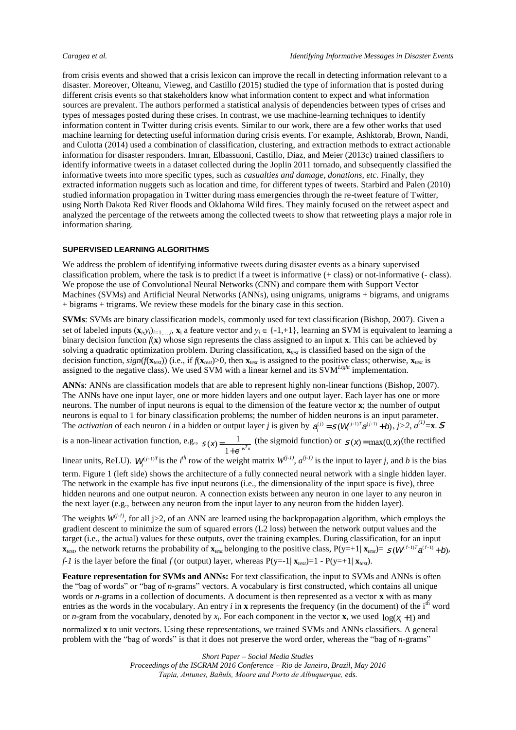from crisis events and showed that a crisis lexicon can improve the recall in detecting information relevant to a disaster. Moreover, Olteanu, Vieweg, and Castillo (2015) studied the type of information that is posted during different crisis events so that stakeholders know what information content to expect and what information sources are prevalent. The authors performed a statistical analysis of dependencies between types of crises and types of messages posted during these crises. In contrast, we use machine-learning techniques to identify information content in Twitter during crisis events. Similar to our work, there are a few other works that used machine learning for detecting useful information during crisis events. For example, Ashktorab, Brown, Nandi, and Culotta (2014) used a combination of classification, clustering, and extraction methods to extract actionable information for disaster responders. Imran, Elbassuoni, Castillo, Diaz, and Meier (2013c) trained classifiers to identify informative tweets in a dataset collected during the Joplin 2011 tornado, and subsequently classified the informative tweets into more specific types, such as *casualties and damage*, *donations*, *etc.* Finally, they extracted information nuggets such as location and time, for different types of tweets. Starbird and Palen (2010) studied information propagation in Twitter during mass emergencies through the re-tweet feature of Twitter, using North Dakota Red River floods and Oklahoma Wild fires. They mainly focused on the retweet aspect and analyzed the percentage of the retweets among the collected tweets to show that retweeting plays a major role in information sharing.

## SUPERVISED LEARNING ALGORITHMS

We address the problem of identifying informative tweets during disaster events as a binary supervised classification problem, where the task is to predict if a tweet is informative (+ class) or not-informative (- class). We propose the use of Convolutional Neural Networks (CNN) and compare them with Support Vector Machines (SVMs) and Artificial Neural Networks (ANNs), using unigrams, unigrams + bigrams, and unigrams + bigrams + trigrams. We review these models for the binary case in this section.

**SVMs**: SVMs are binary classification models, commonly used for text classification (Bishop, 2007). Given a set of labeled inputs $(\mathbf{x}_i, y_i)_{i=1,\ldots,l}$, $\mathbf{x}_i$ a feature vector and $y_i \in \{-1,+1\}$, learning an SVM is equivalent to learning a binary decision function $f(\mathbf{x})$ whose sign represents the class assigned to an input $\mathbf{x}$. This can be achieved by solving a quadratic optimization problem. During classification, $\mathbf{x}_{test}$ is classified based on the sign of the decision function, $sign(f(\mathbf{x}_{test}))$ (i.e., if $f(\mathbf{x}_{test})>0$, then $\mathbf{x}_{test}$ is assigned to the positive class; otherwise, $\mathbf{x}_{test}$ is assigned to the negative class). We used SVM with a linear kernel and its SVM$^{Light}$ implementation.

**ANNs**: ANNs are classification models that are able to represent highly non-linear functions (Bishop, 2007). The ANNs have one input layer, one or more hidden layers and one output layer. Each layer has one or more neurons. The number of input neurons is equal to the dimension of the feature vector $\mathbf{x}$; the number of output neurons is equal to 1 for binary classification problems; the number of hidden neurons is an input parameter. The *activation* of each neuron $i$ in a hidden or output layer $j$ is given by $a_i^{(j)} = s(W_i^{(j-1)T} a^{(j-1)} + b)$, $j>2$, $a^{(1)}=\mathbf{x}$. $s$ is a non-linear activation function, e.g., $s(x) = \frac{1}{1+e^{-w^T x}}$ (the sigmoid function) or $s(x) = \max(0, x)$(the rectified linear units, ReLU). $W_i^{(j-1)T}$ is the $i^{th}$ row of the weight matrix $W^{(j-1)}$, $a^{(j-1)}$ is the input to layer $j$, and $b$ is the bias term. Figure 1 (left side) shows the architecture of a fully connected neural network with a single hidden layer. The network in the example has five input neurons (i.e., the dimensionality of the input space is five), three hidden neurons and one output neuron. A connection exists between any neuron in one layer to any neuron in the next layer (e.g., between any neuron from the input layer to any neuron from the hidden layer).

The weights $W^{(j-1)}$, for all j>2, of an ANN are learned using the backpropagation algorithm, which employs the gradient descent to minimize the sum of squared errors (L2 loss) between the network output values and the target (i.e., the actual) values for these outputs, over the training examples. During classification, for an input $\mathbf{x}_{test}$, the network returns the probability of $\mathbf{x}_{test}$ belonging to the positive class, $P(y=+1|\mathbf{x}_{test}) = s(W^{(f-1)T} a^{(f-1)} + b)$, $f$-$1$ is the layer before the final $f$ (or output) layer, whereas $P(y=-1|\mathbf{x}_{test}) = 1 - P(y=+1|\mathbf{x}_{test})$.

**Feature representation for SVMs and ANNs:** For text classification, the input to SVMs and ANNs is often the "bag of words" or "bag of *n*-grams" vectors. A vocabulary is first constructed, which contains all unique words or *n*-grams in a collection of documents. A document is then represented as a vector $\mathbf{x}$ with as many entries as the words in the vocabulary. An entry $i$ in $\mathbf{x}$ represents the frequency (in the document) of the i$^{th}$ word or *n*-gram from the vocabulary, denoted by $x_i$. For each component in the vector $\mathbf{x}$, we used $\log(x_i + 1)$ and normalized $\mathbf{x}$ to unit vectors. Using these representations, we trained SVMs and ANNs classifiers. A general problem with the "bag of words" is that it does not preserve the word order, whereas the "bag of *n*-grams"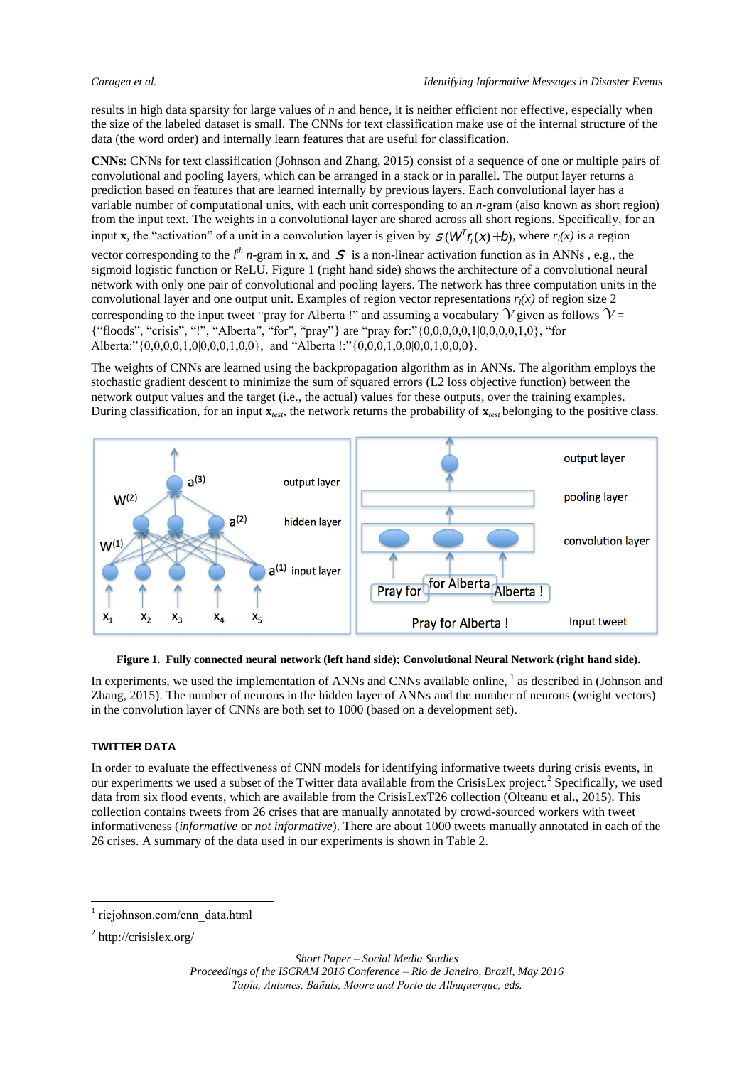results in high data sparsity for large values of $n$ and hence, it is neither efficient nor effective, especially when the size of the labeled dataset is small. The CNNs for text classification make use of the internal structure of the data (the word order) and internally learn features that are useful for classification.

**CNNs**: CNNs for text classification (Johnson and Zhang, 2015) consist of a sequence of one or multiple pairs of convolutional and pooling layers, which can be arranged in a stack or in parallel. The output layer returns a prediction based on features that are learned internally by previous layers. Each convolutional layer has a variable number of computational units, with each unit corresponding to an $n$-gram (also known as short region) from the input text. The weights in a convolutional layer are shared across all short regions. Specifically, for an input **x**, the "activation" of a unit in a convolution layer is given by $s(W^T r_l(x) + b)$, where $r_l(x)$ is a region vector corresponding to the $l^{th}$ $n$-gram in **x**, and $s$ is a non-linear activation function as in ANNs , e.g., the sigmoid logistic function or ReLU. Figure 1 (right hand side) shows the architecture of a convolutional neural network with only one pair of convolutional and pooling layers. The network has three computation units in the convolutional layer and one output unit. Examples of region vector representations $r_l(x)$ of region size 2 corresponding to the input tweet "pray for Alberta !" and assuming a vocabulary $\mathcal{V}$ given as follows $\mathcal{V}$ = {"floods", "crisis", "!", "Alberta", "for", "pray"} are "pray for:"{0,0,0,0,0,1|0,0,0,0,1,0}, "for Alberta:"{0,0,0,0,1,0|0,0,0,1,0,0}, and "Alberta !:"{0,0,0,1,0,0|0,0,1,0,0,0}.

The weights of CNNs are learned using the backpropagation algorithm as in ANNs. The algorithm employs the stochastic gradient descent to minimize the sum of squared errors (L2 loss objective function) between the network output values and the target (i.e., the actual) values for these outputs, over the training examples. During classification, for an input $\mathbf{x}_{test}$, the network returns the probability of $\mathbf{x}_{test}$ belonging to the positive class.

**Figure 1. Fully connected neural network (left hand side); Convolutional Neural Network (right hand side).**

In experiments, we used the implementation of ANNs and CNNs available online, [1] as described in (Johnson and Zhang, 2015). The number of neurons in the hidden layer of ANNs and the number of neurons (weight vectors) in the convolution layer of CNNs are both set to 1000 (based on a development set).

## TWITTER DATA

In order to evaluate the effectiveness of CNN models for identifying informative tweets during crisis events, in our experiments we used a subset of the Twitter data available from the CrisisLex project.[2] Specifically, we used data from six flood events, which are available from the CrisisLexT26 collection (Olteanu et al., 2015). This collection contains tweets from 26 crises that are manually annotated by crowd-sourced workers with tweet informativeness (*informative* or *not informative*). There are about 1000 tweets manually annotated in each of the 26 crises. A summary of the data used in our experiments is shown in Table 2.

[1] riejohnson.com/cnn_data.html

[2] http://crisislex.org/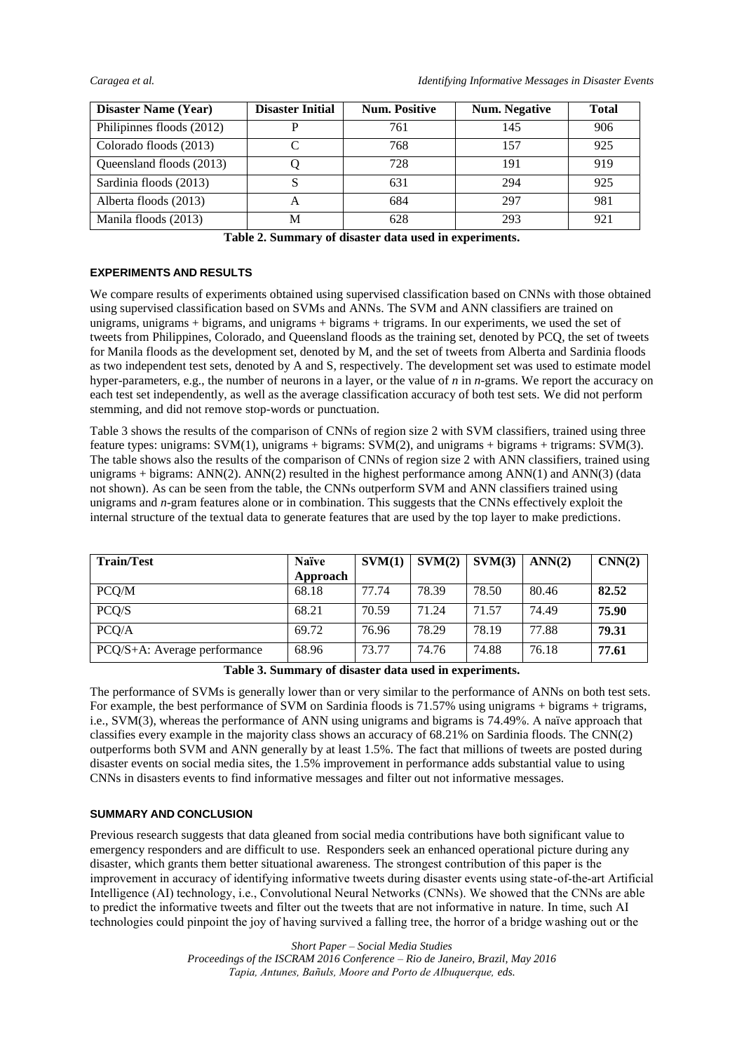| Disaster Name (Year) | Disaster Initial | Num. Positive | Num. Negative | Total |
|---|---|---|---|---|
| Philipinnes floods (2012) | P | 761 | 145 | 906 |
| Colorado floods (2013) | C | 768 | 157 | 925 |
| Queensland floods (2013) | Q | 728 | 191 | 919 |
| Sardinia floods (2013) | S | 631 | 294 | 925 |
| Alberta floods (2013) | A | 684 | 297 | 981 |
| Manila floods (2013) | M | 628 | 293 | 921 |

**Table 2. Summary of disaster data used in experiments.**

### EXPERIMENTS AND RESULTS

We compare results of experiments obtained using supervised classification based on CNNs with those obtained using supervised classification based on SVMs and ANNs. The SVM and ANN classifiers are trained on unigrams, unigrams + bigrams, and unigrams + bigrams + trigrams. In our experiments, we used the set of tweets from Philippines, Colorado, and Queensland floods as the training set, denoted by PCQ, the set of tweets for Manila floods as the development set, denoted by M, and the set of tweets from Alberta and Sardinia floods as two independent test sets, denoted by A and S, respectively. The development set was used to estimate model hyper-parameters, e.g., the number of neurons in a layer, or the value of *n* in *n*-grams. We report the accuracy on each test set independently, as well as the average classification accuracy of both test sets. We did not perform stemming, and did not remove stop-words or punctuation.

Table 3 shows the results of the comparison of CNNs of region size 2 with SVM classifiers, trained using three feature types: unigrams: SVM(1), unigrams + bigrams: SVM(2), and unigrams + bigrams + trigrams: SVM(3). The table shows also the results of the comparison of CNNs of region size 2 with ANN classifiers, trained using unigrams + bigrams: ANN(2). ANN(2) resulted in the highest performance among ANN(1) and ANN(3) (data not shown). As can be seen from the table, the CNNs outperform SVM and ANN classifiers trained using unigrams and *n*-gram features alone or in combination. This suggests that the CNNs effectively exploit the internal structure of the textual data to generate features that are used by the top layer to make predictions.

| Train/Test | Naïve Approach | SVM(1) | SVM(2) | SVM(3) | ANN(2) | CNN(2) |
|---|---|---|---|---|---|---|
| PCQ/M | 68.18 | 77.74 | 78.39 | 78.50 | 80.46 | **82.52** |
| PCQ/S | 68.21 | 70.59 | 71.24 | 71.57 | 74.49 | **75.90** |
| PCQ/A | 69.72 | 76.96 | 78.29 | 78.19 | 77.88 | **79.31** |
| PCQ/S+A: Average performance | 68.96 | 73.77 | 74.76 | 74.88 | 76.18 | **77.61** |

**Table 3. Summary of disaster data used in experiments.**

The performance of SVMs is generally lower than or very similar to the performance of ANNs on both test sets. For example, the best performance of SVM on Sardinia floods is 71.57% using unigrams + bigrams + trigrams, i.e., SVM(3), whereas the performance of ANN using unigrams and bigrams is 74.49%. A naïve approach that classifies every example in the majority class shows an accuracy of 68.21% on Sardinia floods. The CNN(2) outperforms both SVM and ANN generally by at least 1.5%. The fact that millions of tweets are posted during disaster events on social media sites, the 1.5% improvement in performance adds substantial value to using CNNs in disasters events to find informative messages and filter out not informative messages.

### SUMMARY AND CONCLUSION

Previous research suggests that data gleaned from social media contributions have both significant value to emergency responders and are difficult to use. Responders seek an enhanced operational picture during any disaster, which grants them better situational awareness. The strongest contribution of this paper is the improvement in accuracy of identifying informative tweets during disaster events using state-of-the-art Artificial Intelligence (AI) technology, i.e., Convolutional Neural Networks (CNNs). We showed that the CNNs are able to predict the informative tweets and filter out the tweets that are not informative in nature. In time, such AI technologies could pinpoint the joy of having survived a falling tree, the horror of a bridge washing out or the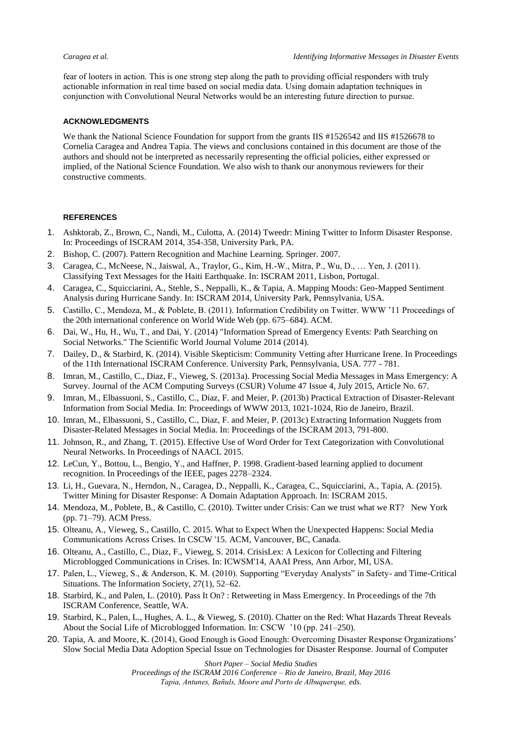fear of looters in action. This is one strong step along the path to providing official responders with truly actionable information in real time based on social media data. Using domain adaptation techniques in conjunction with Convolutional Neural Networks would be an interesting future direction to pursue.

## ACKNOWLEDGMENTS

We thank the National Science Foundation for support from the grants IIS #1526542 and IIS #1526678 to Cornelia Caragea and Andrea Tapia. The views and conclusions contained in this document are those of the authors and should not be interpreted as necessarily representing the official policies, either expressed or implied, of the National Science Foundation. We also wish to thank our anonymous reviewers for their constructive comments.

## REFERENCES

1. Ashktorab, Z., Brown, C., Nandi, M., Culotta, A. (2014) Tweedr: Mining Twitter to Inform Disaster Response. In: Proceedings of ISCRAM 2014, 354-358, University Park, PA.
2. Bishop, C. (2007). Pattern Recognition and Machine Learning. Springer. 2007.
3. Caragea, C., McNeese, N., Jaiswal, A., Traylor, G., Kim, H.-W., Mitra, P., Wu, D., … Yen, J. (2011). Classifying Text Messages for the Haiti Earthquake. In: ISCRAM 2011, Lisbon, Portugal.
4. Caragea, C., Squicciarini, A., Stehle, S., Neppalli, K., & Tapia, A. Mapping Moods: Geo-Mapped Sentiment Analysis during Hurricane Sandy. In: ISCRAM 2014, University Park, Pennsylvania, USA.
5. Castillo, C., Mendoza, M., & Poblete, B. (2011). Information Credibility on Twitter. WWW '11 Proceedings of the 20th international conference on World Wide Web (pp. 675–684). ACM.
6. Dai, W., Hu, H., Wu, T., and Dai, Y. (2014) "Information Spread of Emergency Events: Path Searching on Social Networks." The Scientific World Journal Volume 2014 (2014).
7. Dailey, D., & Starbird, K. (2014). Visible Skepticism: Community Vetting after Hurricane Irene. In Proceedings of the 11th International ISCRAM Conference. University Park, Pennsylvania, USA. 777 - 781.
8. Imran, M., Castillo, C., Diaz, F., Vieweg, S. (2013a). Processing Social Media Messages in Mass Emergency: A Survey. Journal of the ACM Computing Surveys (CSUR) Volume 47 Issue 4, July 2015, Article No. 67.
9. Imran, M., Elbassuoni, S., Castillo, C., Diaz, F. and Meier, P. (2013b) Practical Extraction of Disaster-Relevant Information from Social Media. In: Proceedings of WWW 2013, 1021-1024, Rio de Janeiro, Brazil.
10. Imran, M., Elbassuoni, S., Castillo, C., Diaz, F. and Meier, P. (2013c) Extracting Information Nuggets from Disaster-Related Messages in Social Media. In: Proceedings of the ISCRAM 2013, 791-800.
11. Johnson, R., and Zhang, T. (2015). Effective Use of Word Order for Text Categorization with Convolutional Neural Networks. In Proceedings of NAACL 2015.
12. LeCun, Y., Bottou, L., Bengio, Y., and Haffner, P. 1998. Gradient-based learning applied to document recognition. In Proceedings of the IEEE, pages 2278–2324.
13. Li, H., Guevara, N., Herndon, N., Caragea, D., Neppalli, K., Caragea, C., Squicciarini, A., Tapia, A. (2015). Twitter Mining for Disaster Response: A Domain Adaptation Approach. In: ISCRAM 2015.
14. Mendoza, M., Poblete, B., & Castillo, C. (2010). Twitter under Crisis: Can we trust what we RT? New York (pp. 71–79). ACM Press.
15. Olteanu, A., Vieweg, S., Castillo, C. 2015. What to Expect When the Unexpected Happens: Social Media Communications Across Crises. In CSCW '15. ACM, Vancouver, BC, Canada.
16. Olteanu, A., Castillo, C., Diaz, F., Vieweg, S. 2014. CrisisLex: A Lexicon for Collecting and Filtering Microblogged Communications in Crises. In: ICWSM'14, AAAI Press, Ann Arbor, MI, USA.
17. Palen, L., Vieweg, S., & Anderson, K. M. (2010). Supporting "Everyday Analysts" in Safety- and Time-Critical Situations. The Information Society, 27(1), 52–62.
18. Starbird, K., and Palen, L. (2010). Pass It On? : Retweeting in Mass Emergency. In Proceedings of the 7th ISCRAM Conference, Seattle, WA.
19. Starbird, K., Palen, L., Hughes, A. L., & Vieweg, S. (2010). Chatter on the Red: What Hazards Threat Reveals About the Social Life of Microblogged Information. In: CSCW '10 (pp. 241–250).
20. Tapia, A. and Moore, K. (2014), Good Enough is Good Enough: Overcoming Disaster Response Organizations' Slow Social Media Data Adoption Special Issue on Technologies for Disaster Response. Journal of Computer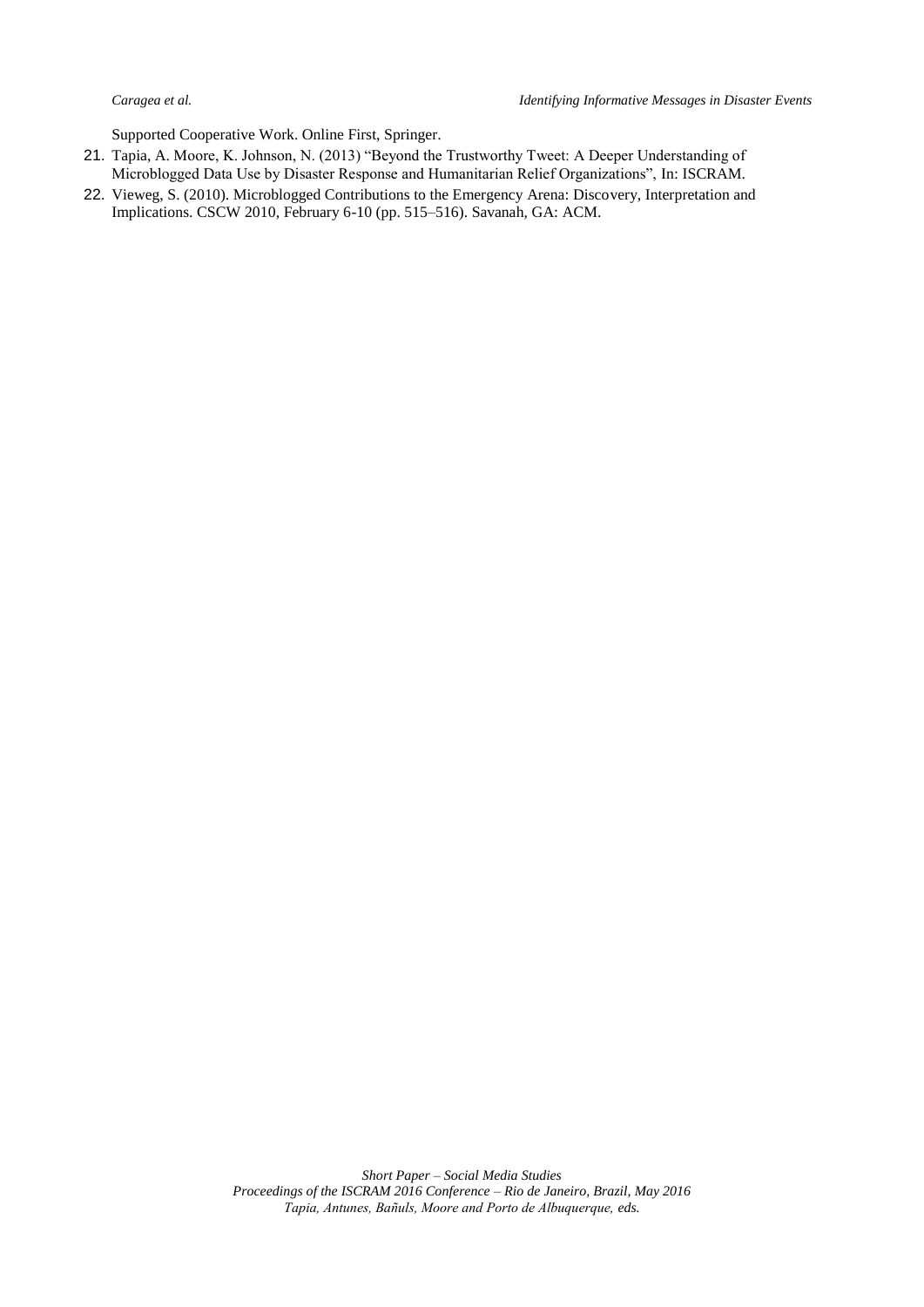Supported Cooperative Work. Online First, Springer.

21. Tapia, A. Moore, K. Johnson, N. (2013) "Beyond the Trustworthy Tweet: A Deeper Understanding of Microblogged Data Use by Disaster Response and Humanitarian Relief Organizations", In: ISCRAM.
22. Vieweg, S. (2010). Microblogged Contributions to the Emergency Arena: Discovery, Interpretation and Implications. CSCW 2010, February 6-10 (pp. 515–516). Savanah, GA: ACM.